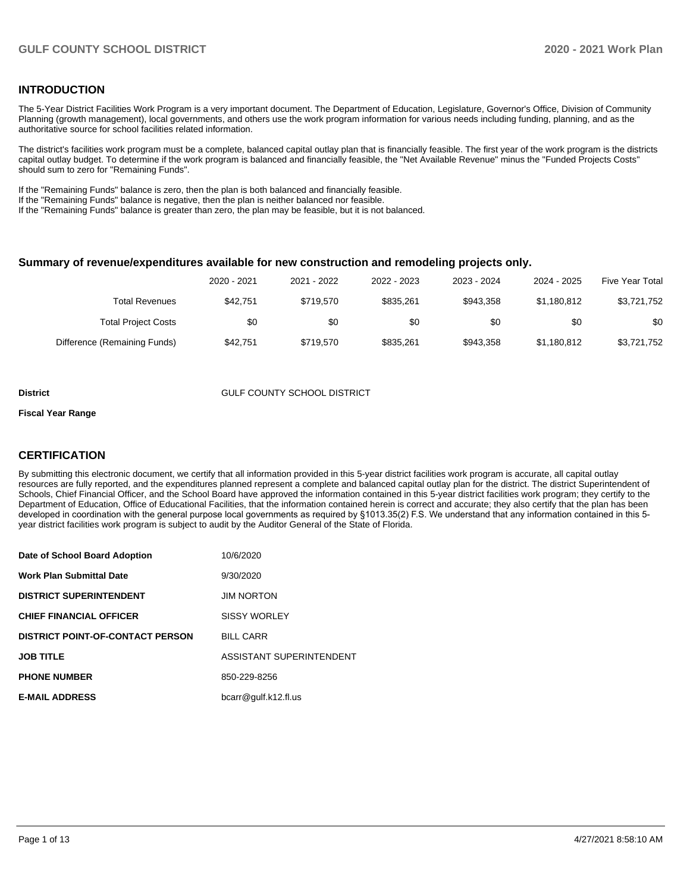## INTRODUCTION

The 5-Year District Facilities Work Program is a very important document. The Department of Education, Legislature, Governor's Office, Division of Community Planning (growth management), local governments, and others use the work program information for various needs including funding, planning, and as the authoritative source for school facilities related information.

The district's facilities work program must be a complete, balanced capital outlay plan that is financially feasible. The first year of the work program is the districts capital outlay budget. To determine if the work program is balanced and financially feasible, the "Net Available Revenue" minus the "Funded Projects Costs" should sum to zero for "Remaining Funds".

If the "Remaining Funds" balance is zero, then the plan is both balanced and financially feasible.
If the "Remaining Funds" balance is negative, then the plan is neither balanced nor feasible.
If the "Remaining Funds" balance is greater than zero, the plan may be feasible, but it is not balanced.

### Summary of revenue/expenditures available for new construction and remodeling projects only.

| | 2020 - 2021 | 2021 - 2022 | 2022 - 2023 | 2023 - 2024 | 2024 - 2025 | Five Year Total |
|---|---|---|---|---|---|---|
| Total Revenues | $42,751 | $719,570 | $835,261 | $943,358 | $1,180,812 | $3,721,752 |
| Total Project Costs | $0 | $0 | $0 | $0 | $0 | $0 |
| Difference (Remaining Funds) | $42,751 | $719,570 | $835,261 | $943,358 | $1,180,812 | $3,721,752 |

**District** GULF COUNTY SCHOOL DISTRICT

**Fiscal Year Range**

## CERTIFICATION

By submitting this electronic document, we certify that all information provided in this 5-year district facilities work program is accurate, all capital outlay resources are fully reported, and the expenditures planned represent a complete and balanced capital outlay plan for the district. The district Superintendent of Schools, Chief Financial Officer, and the School Board have approved the information contained in this 5-year district facilities work program; they certify to the Department of Education, Office of Educational Facilities, that the information contained herein is correct and accurate; they also certify that the plan has been developed in coordination with the general purpose local governments as required by §1013.35(2) F.S. We understand that any information contained in this 5-year district facilities work program is subject to audit by the Auditor General of the State of Florida.

| | |
|---|---|
| **Date of School Board Adoption** | 10/6/2020 |
| **Work Plan Submittal Date** | 9/30/2020 |
| **DISTRICT SUPERINTENDENT** | JIM NORTON |
| **CHIEF FINANCIAL OFFICER** | SISSY WORLEY |
| **DISTRICT POINT-OF-CONTACT PERSON** | BILL CARR |
| **JOB TITLE** | ASSISTANT SUPERINTENDENT |
| **PHONE NUMBER** | 850-229-8256 |
| **E-MAIL ADDRESS** | bcarr@gulf.k12.fl.us |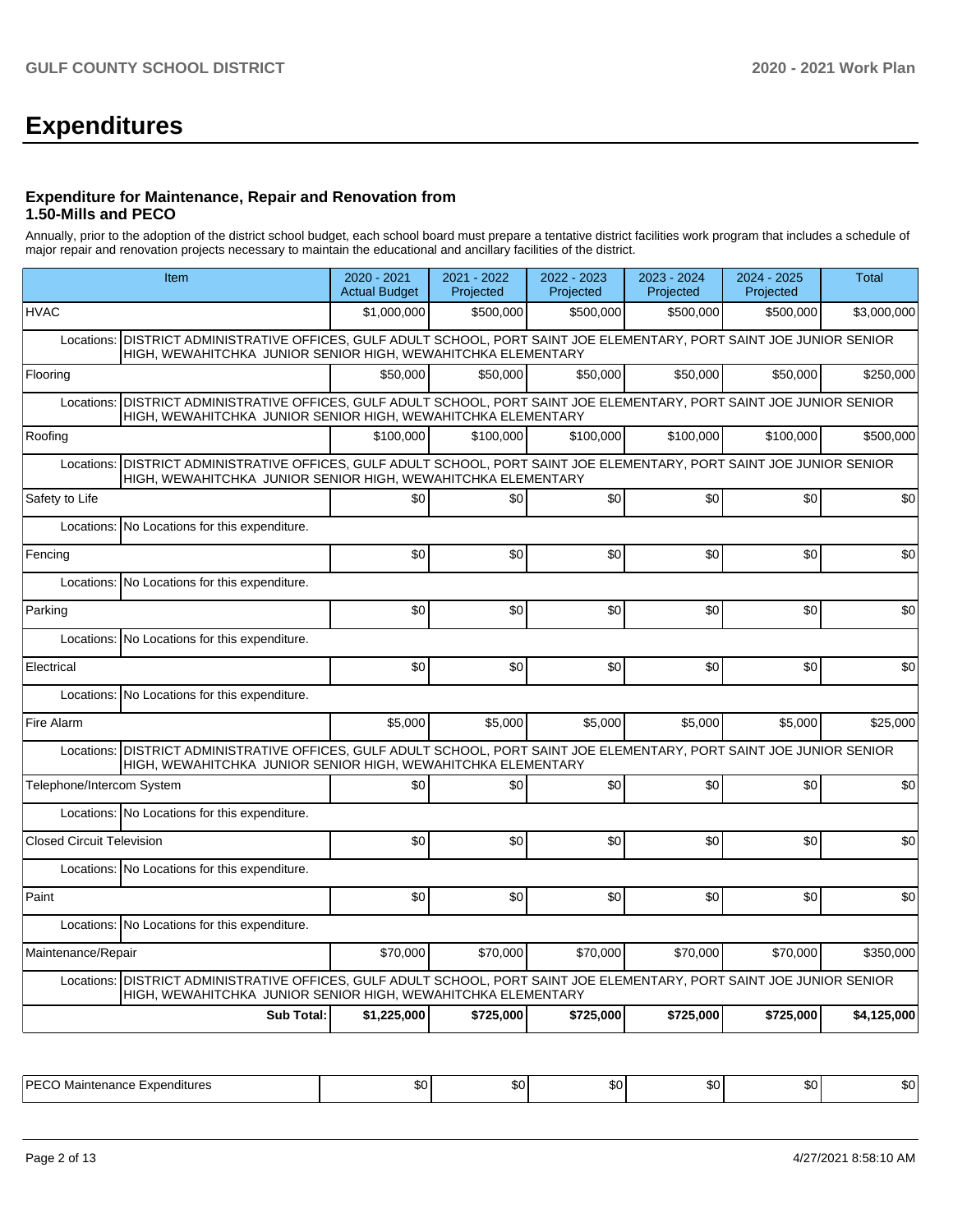# Expenditures

### Expenditure for Maintenance, Repair and Renovation from 1.50-Mills and PECO

Annually, prior to the adoption of the district school budget, each school board must prepare a tentative district facilities work program that includes a schedule of major repair and renovation projects necessary to maintain the educational and ancillary facilities of the district.

| Item | 2020 - 2021 Actual Budget | 2021 - 2022 Projected | 2022 - 2023 Projected | 2023 - 2024 Projected | 2024 - 2025 Projected | Total |
|---|---|---|---|---|---|---|
| HVAC | $1,000,000 | $500,000 | $500,000 | $500,000 | $500,000 | $3,000,000 |
| Locations: DISTRICT ADMINISTRATIVE OFFICES, GULF ADULT SCHOOL, PORT SAINT JOE ELEMENTARY, PORT SAINT JOE JUNIOR SENIOR HIGH, WEWAHITCHKA JUNIOR SENIOR HIGH, WEWAHITCHKA ELEMENTARY | | | | | | |
| Flooring | $50,000 | $50,000 | $50,000 | $50,000 | $50,000 | $250,000 |
| Locations: DISTRICT ADMINISTRATIVE OFFICES, GULF ADULT SCHOOL, PORT SAINT JOE ELEMENTARY, PORT SAINT JOE JUNIOR SENIOR HIGH, WEWAHITCHKA JUNIOR SENIOR HIGH, WEWAHITCHKA ELEMENTARY | | | | | | |
| Roofing | $100,000 | $100,000 | $100,000 | $100,000 | $100,000 | $500,000 |
| Locations: DISTRICT ADMINISTRATIVE OFFICES, GULF ADULT SCHOOL, PORT SAINT JOE ELEMENTARY, PORT SAINT JOE JUNIOR SENIOR HIGH, WEWAHITCHKA JUNIOR SENIOR HIGH, WEWAHITCHKA ELEMENTARY | | | | | | |
| Safety to Life | $0 | $0 | $0 | $0 | $0 | $0 |
| Locations: No Locations for this expenditure. | | | | | | |
| Fencing | $0 | $0 | $0 | $0 | $0 | $0 |
| Locations: No Locations for this expenditure. | | | | | | |
| Parking | $0 | $0 | $0 | $0 | $0 | $0 |
| Locations: No Locations for this expenditure. | | | | | | |
| Electrical | $0 | $0 | $0 | $0 | $0 | $0 |
| Locations: No Locations for this expenditure. | | | | | | |
| Fire Alarm | $5,000 | $5,000 | $5,000 | $5,000 | $5,000 | $25,000 |
| Locations: DISTRICT ADMINISTRATIVE OFFICES, GULF ADULT SCHOOL, PORT SAINT JOE ELEMENTARY, PORT SAINT JOE JUNIOR SENIOR HIGH, WEWAHITCHKA JUNIOR SENIOR HIGH, WEWAHITCHKA ELEMENTARY | | | | | | |
| Telephone/Intercom System | $0 | $0 | $0 | $0 | $0 | $0 |
| Locations: No Locations for this expenditure. | | | | | | |
| Closed Circuit Television | $0 | $0 | $0 | $0 | $0 | $0 |
| Locations: No Locations for this expenditure. | | | | | | |
| Paint | $0 | $0 | $0 | $0 | $0 | $0 |
| Locations: No Locations for this expenditure. | | | | | | |
| Maintenance/Repair | $70,000 | $70,000 | $70,000 | $70,000 | $70,000 | $350,000 |
| Locations: DISTRICT ADMINISTRATIVE OFFICES, GULF ADULT SCHOOL, PORT SAINT JOE ELEMENTARY, PORT SAINT JOE JUNIOR SENIOR HIGH, WEWAHITCHKA JUNIOR SENIOR HIGH, WEWAHITCHKA ELEMENTARY | | | | | | |
| **Sub Total:** | **$1,225,000** | **$725,000** | **$725,000** | **$725,000** | **$725,000** | **$4,125,000** |

| | | | | | | |
|---|---|---|---|---|---|---|
| PECO Maintenance Expenditures | $0 | $0 | $0 | $0 | $0 | $0 |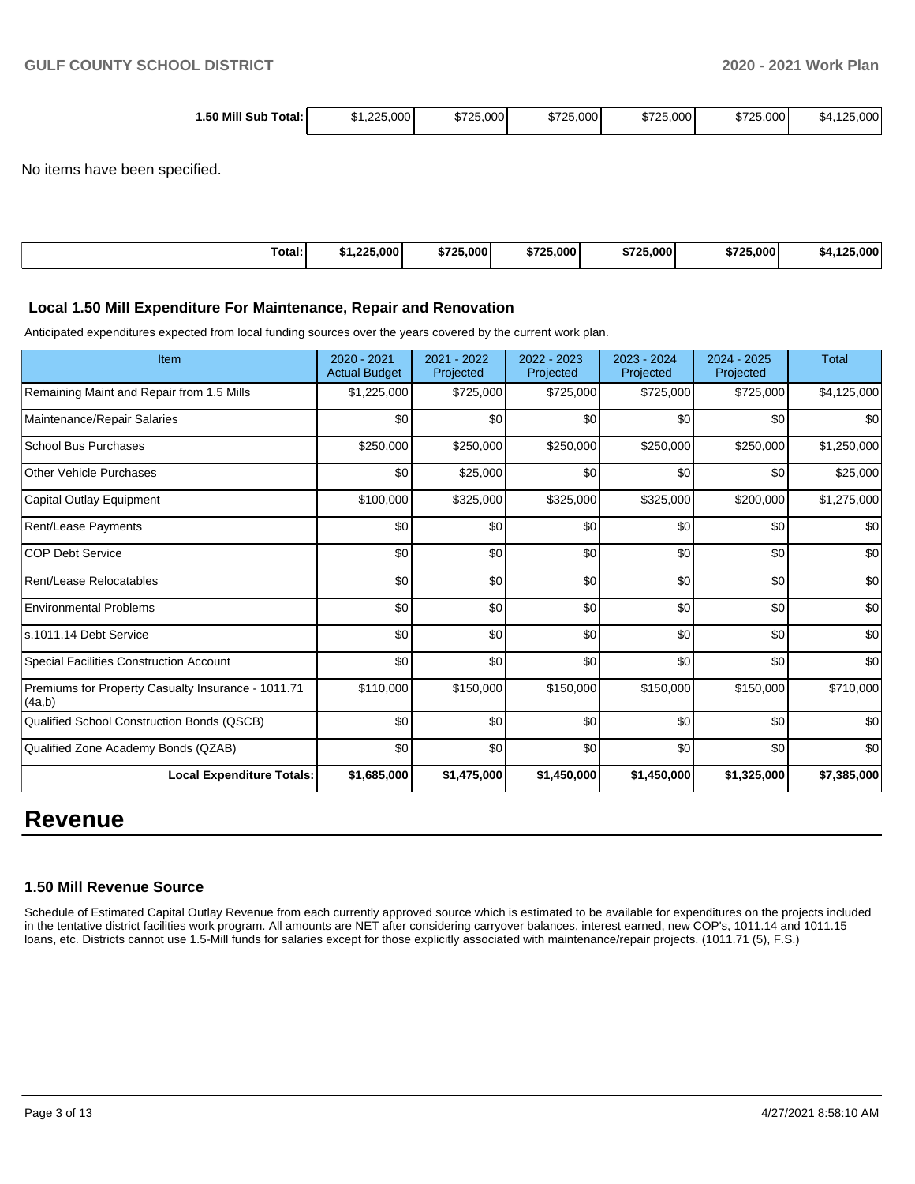| 1.50 Mill Sub Total: | $1,225,000 | $725,000 | $725,000 | $725,000 | $725,000 | $4,125,000 |
|---|---|---|---|---|---|---|

No items have been specified.

| Total: | $1,225,000 | $725,000 | $725,000 | $725,000 | $725,000 | $4,125,000 |
|---|---|---|---|---|---|---|

### Local 1.50 Mill Expenditure For Maintenance, Repair and Renovation

Anticipated expenditures expected from local funding sources over the years covered by the current work plan.

| Item | 2020 - 2021 Actual Budget | 2021 - 2022 Projected | 2022 - 2023 Projected | 2023 - 2024 Projected | 2024 - 2025 Projected | Total |
|---|---|---|---|---|---|---|
| Remaining Maint and Repair from 1.5 Mills | $1,225,000 | $725,000 | $725,000 | $725,000 | $725,000 | $4,125,000 |
| Maintenance/Repair Salaries | $0 | $0 | $0 | $0 | $0 | $0 |
| School Bus Purchases | $250,000 | $250,000 | $250,000 | $250,000 | $250,000 | $1,250,000 |
| Other Vehicle Purchases | $0 | $25,000 | $0 | $0 | $0 | $25,000 |
| Capital Outlay Equipment | $100,000 | $325,000 | $325,000 | $325,000 | $200,000 | $1,275,000 |
| Rent/Lease Payments | $0 | $0 | $0 | $0 | $0 | $0 |
| COP Debt Service | $0 | $0 | $0 | $0 | $0 | $0 |
| Rent/Lease Relocatables | $0 | $0 | $0 | $0 | $0 | $0 |
| Environmental Problems | $0 | $0 | $0 | $0 | $0 | $0 |
| s.1011.14 Debt Service | $0 | $0 | $0 | $0 | $0 | $0 |
| Special Facilities Construction Account | $0 | $0 | $0 | $0 | $0 | $0 |
| Premiums for Property Casualty Insurance - 1011.71 (4a,b) | $110,000 | $150,000 | $150,000 | $150,000 | $150,000 | $710,000 |
| Qualified School Construction Bonds (QSCB) | $0 | $0 | $0 | $0 | $0 | $0 |
| Qualified Zone Academy Bonds (QZAB) | $0 | $0 | $0 | $0 | $0 | $0 |
| **Local Expenditure Totals:** | **$1,685,000** | **$1,475,000** | **$1,450,000** | **$1,450,000** | **$1,325,000** | **$7,385,000** |

# Revenue

### 1.50 Mill Revenue Source

Schedule of Estimated Capital Outlay Revenue from each currently approved source which is estimated to be available for expenditures on the projects included in the tentative district facilities work program. All amounts are NET after considering carryover balances, interest earned, new COP's, 1011.14 and 1011.15 loans, etc. Districts cannot use 1.5-Mill funds for salaries except for those explicitly associated with maintenance/repair projects. (1011.71 (5), F.S.)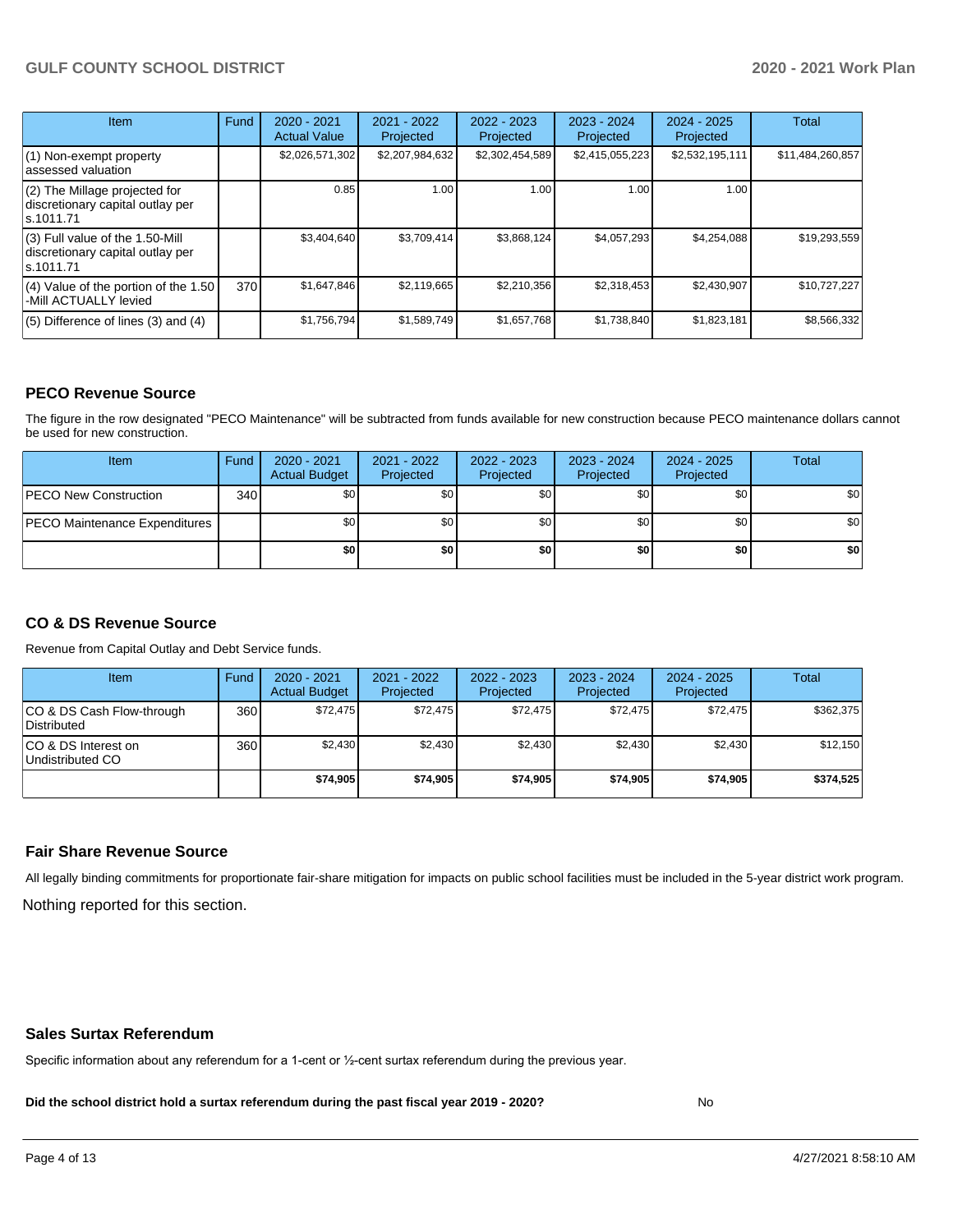| Item | Fund | 2020 - 2021 Actual Value | 2021 - 2022 Projected | 2022 - 2023 Projected | 2023 - 2024 Projected | 2024 - 2025 Projected | Total |
|---|---|---|---|---|---|---|---|
| (1) Non-exempt property assessed valuation | | $2,026,571,302 | $2,207,984,632 | $2,302,454,589 | $2,415,055,223 | $2,532,195,111 | $11,484,260,857 |
| (2) The Millage projected for discretionary capital outlay per s.1011.71 | | 0.85 | 1.00 | 1.00 | 1.00 | 1.00 | |
| (3) Full value of the 1.50-Mill discretionary capital outlay per s.1011.71 | | $3,404,640 | $3,709,414 | $3,868,124 | $4,057,293 | $4,254,088 | $19,293,559 |
| (4) Value of the portion of the 1.50 -Mill ACTUALLY levied | 370 | $1,647,846 | $2,119,665 | $2,210,356 | $2,318,453 | $2,430,907 | $10,727,227 |
| (5) Difference of lines (3) and (4) | | $1,756,794 | $1,589,749 | $1,657,768 | $1,738,840 | $1,823,181 | $8,566,332 |

## PECO Revenue Source

The figure in the row designated "PECO Maintenance" will be subtracted from funds available for new construction because PECO maintenance dollars cannot be used for new construction.

| Item | Fund | 2020 - 2021 Actual Budget | 2021 - 2022 Projected | 2022 - 2023 Projected | 2023 - 2024 Projected | 2024 - 2025 Projected | Total |
|---|---|---|---|---|---|---|---|
| PECO New Construction | 340 | $0 | $0 | $0 | $0 | $0 | $0 |
| PECO Maintenance Expenditures | | $0 | $0 | $0 | $0 | $0 | $0 |
| | | **$0** | **$0** | **$0** | **$0** | **$0** | **$0** |

## CO & DS Revenue Source

Revenue from Capital Outlay and Debt Service funds.

| Item | Fund | 2020 - 2021 Actual Budget | 2021 - 2022 Projected | 2022 - 2023 Projected | 2023 - 2024 Projected | 2024 - 2025 Projected | Total |
|---|---|---|---|---|---|---|---|
| CO & DS Cash Flow-through Distributed | 360 | $72,475 | $72,475 | $72,475 | $72,475 | $72,475 | $362,375 |
| CO & DS Interest on Undistributed CO | 360 | $2,430 | $2,430 | $2,430 | $2,430 | $2,430 | $12,150 |
| | | **$74,905** | **$74,905** | **$74,905** | **$74,905** | **$74,905** | **$374,525** |

## Fair Share Revenue Source

All legally binding commitments for proportionate fair-share mitigation for impacts on public school facilities must be included in the 5-year district work program.

Nothing reported for this section.

## Sales Surtax Referendum

Specific information about any referendum for a 1-cent or ½-cent surtax referendum during the previous year.

**Did the school district hold a surtax referendum during the past fiscal year 2019 - 2020?** No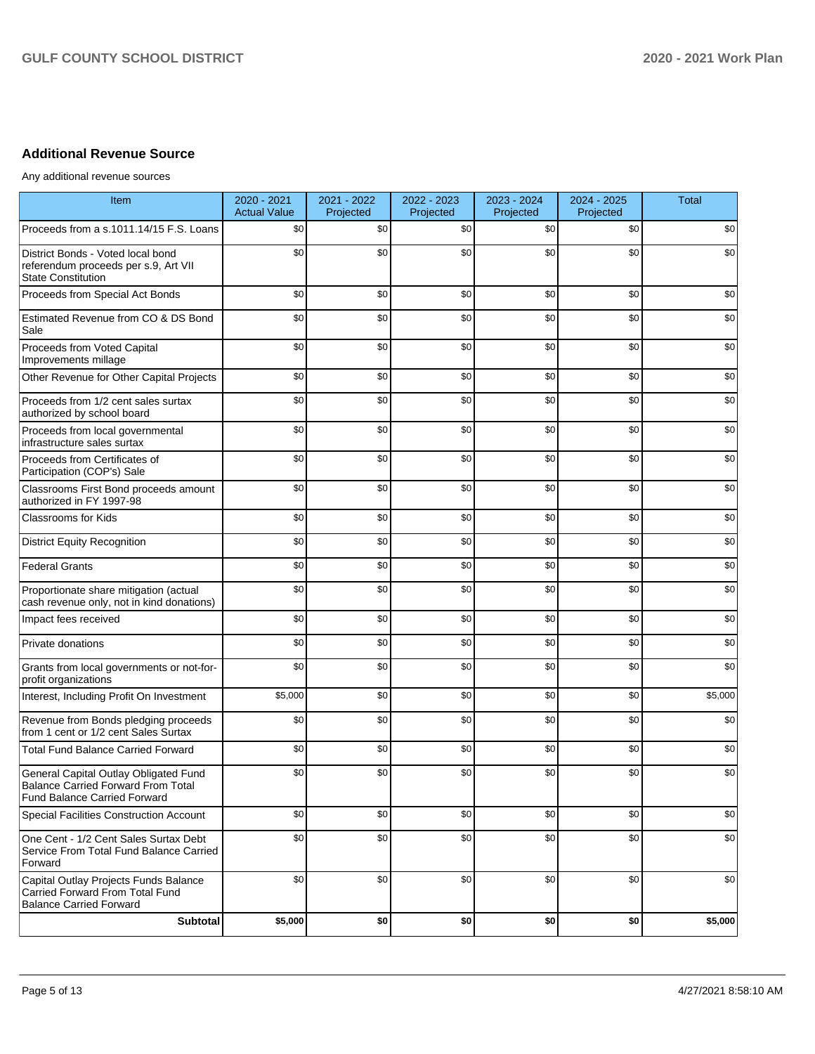## Additional Revenue Source

Any additional revenue sources

| Item | 2020 - 2021 Actual Value | 2021 - 2022 Projected | 2022 - 2023 Projected | 2023 - 2024 Projected | 2024 - 2025 Projected | Total |
|---|---|---|---|---|---|---|
| Proceeds from a s.1011.14/15 F.S. Loans | $0 | $0 | $0 | $0 | $0 | $0 |
| District Bonds - Voted local bond referendum proceeds per s.9, Art VII State Constitution | $0 | $0 | $0 | $0 | $0 | $0 |
| Proceeds from Special Act Bonds | $0 | $0 | $0 | $0 | $0 | $0 |
| Estimated Revenue from CO & DS Bond Sale | $0 | $0 | $0 | $0 | $0 | $0 |
| Proceeds from Voted Capital Improvements millage | $0 | $0 | $0 | $0 | $0 | $0 |
| Other Revenue for Other Capital Projects | $0 | $0 | $0 | $0 | $0 | $0 |
| Proceeds from 1/2 cent sales surtax authorized by school board | $0 | $0 | $0 | $0 | $0 | $0 |
| Proceeds from local governmental infrastructure sales surtax | $0 | $0 | $0 | $0 | $0 | $0 |
| Proceeds from Certificates of Participation (COP's) Sale | $0 | $0 | $0 | $0 | $0 | $0 |
| Classrooms First Bond proceeds amount authorized in FY 1997-98 | $0 | $0 | $0 | $0 | $0 | $0 |
| Classrooms for Kids | $0 | $0 | $0 | $0 | $0 | $0 |
| District Equity Recognition | $0 | $0 | $0 | $0 | $0 | $0 |
| Federal Grants | $0 | $0 | $0 | $0 | $0 | $0 |
| Proportionate share mitigation (actual cash revenue only, not in kind donations) | $0 | $0 | $0 | $0 | $0 | $0 |
| Impact fees received | $0 | $0 | $0 | $0 | $0 | $0 |
| Private donations | $0 | $0 | $0 | $0 | $0 | $0 |
| Grants from local governments or not-for-profit organizations | $0 | $0 | $0 | $0 | $0 | $0 |
| Interest, Including Profit On Investment | $5,000 | $0 | $0 | $0 | $0 | $5,000 |
| Revenue from Bonds pledging proceeds from 1 cent or 1/2 cent Sales Surtax | $0 | $0 | $0 | $0 | $0 | $0 |
| Total Fund Balance Carried Forward | $0 | $0 | $0 | $0 | $0 | $0 |
| General Capital Outlay Obligated Fund Balance Carried Forward From Total Fund Balance Carried Forward | $0 | $0 | $0 | $0 | $0 | $0 |
| Special Facilities Construction Account | $0 | $0 | $0 | $0 | $0 | $0 |
| One Cent - 1/2 Cent Sales Surtax Debt Service From Total Fund Balance Carried Forward | $0 | $0 | $0 | $0 | $0 | $0 |
| Capital Outlay Projects Funds Balance Carried Forward From Total Fund Balance Carried Forward | $0 | $0 | $0 | $0 | $0 | $0 |
| **Subtotal** | **$5,000** | **$0** | **$0** | **$0** | **$0** | **$5,000** |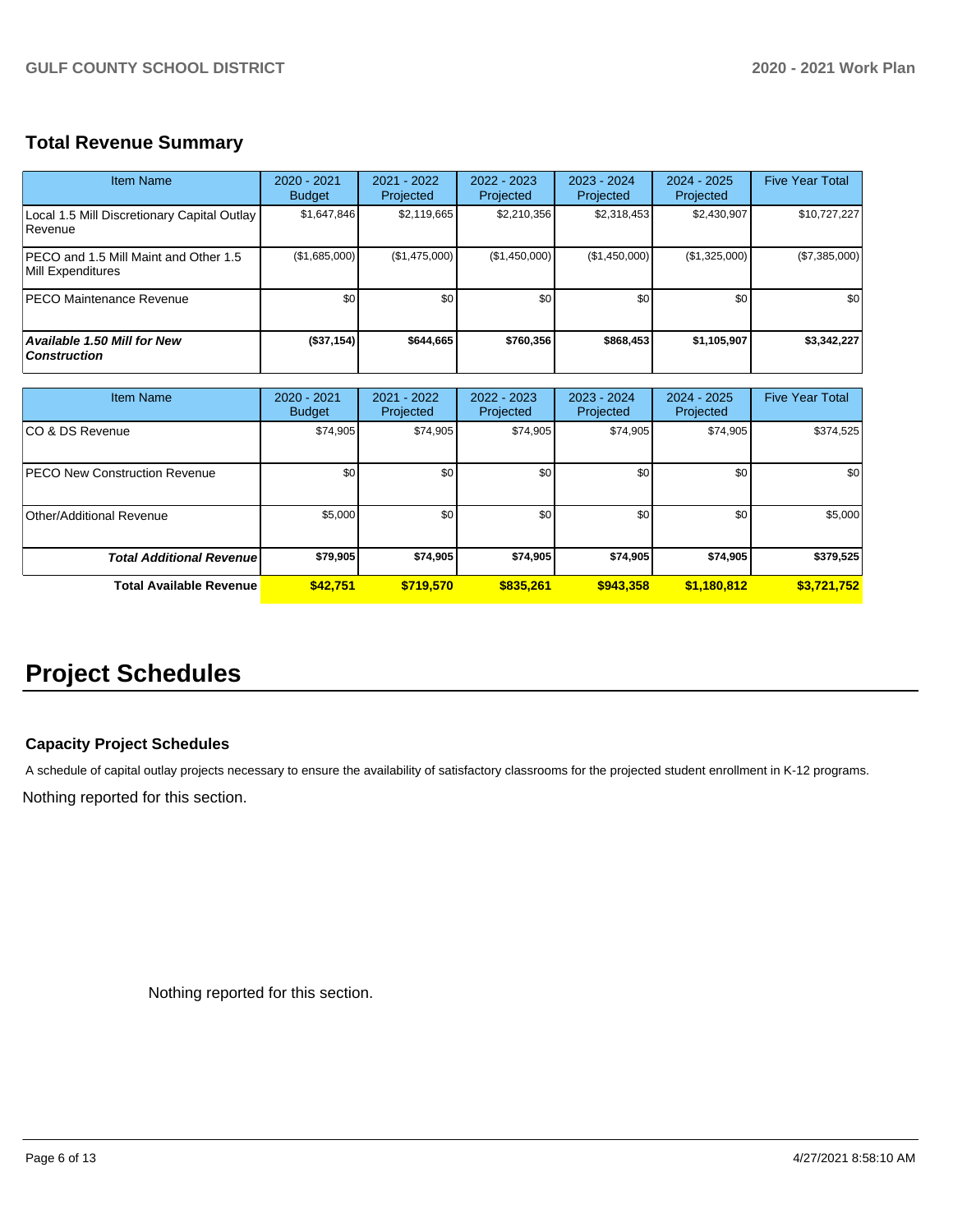## Total Revenue Summary

| Item Name | 2020 - 2021 Budget | 2021 - 2022 Projected | 2022 - 2023 Projected | 2023 - 2024 Projected | 2024 - 2025 Projected | Five Year Total |
|---|---|---|---|---|---|---|
| Local 1.5 Mill Discretionary Capital Outlay Revenue | $1,647,846 | $2,119,665 | $2,210,356 | $2,318,453 | $2,430,907 | $10,727,227 |
| PECO and 1.5 Mill Maint and Other 1.5 Mill Expenditures | ($1,685,000) | ($1,475,000) | ($1,450,000) | ($1,450,000) | ($1,325,000) | ($7,385,000) |
| PECO Maintenance Revenue | $0 | $0 | $0 | $0 | $0 | $0 |
| ***Available 1.50 Mill for New Construction*** | **($37,154)** | **$644,665** | **$760,356** | **$868,453** | **$1,105,907** | **$3,342,227** |

| Item Name | 2020 - 2021 Budget | 2021 - 2022 Projected | 2022 - 2023 Projected | 2023 - 2024 Projected | 2024 - 2025 Projected | Five Year Total |
|---|---|---|---|---|---|---|
| CO & DS Revenue | $74,905 | $74,905 | $74,905 | $74,905 | $74,905 | $374,525 |
| PECO New Construction Revenue | $0 | $0 | $0 | $0 | $0 | $0 |
| Other/Additional Revenue | $5,000 | $0 | $0 | $0 | $0 | $5,000 |
| ***Total Additional Revenue*** | **$79,905** | **$74,905** | **$74,905** | **$74,905** | **$74,905** | **$379,525** |
| **Total Available Revenue** | **$42,751** | **$719,570** | **$835,261** | **$943,358** | **$1,180,812** | **$3,721,752** |

# Project Schedules

### Capacity Project Schedules

A schedule of capital outlay projects necessary to ensure the availability of satisfactory classrooms for the projected student enrollment in K-12 programs.

Nothing reported for this section.

Nothing reported for this section.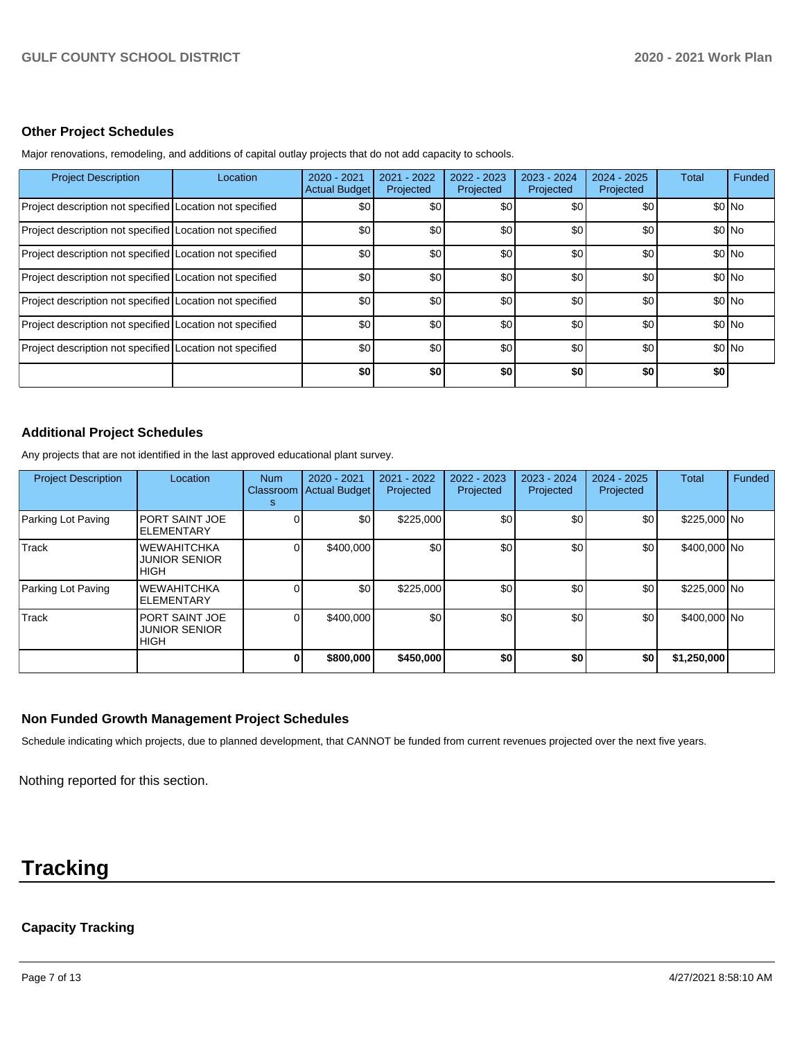## Other Project Schedules

Major renovations, remodeling, and additions of capital outlay projects that do not add capacity to schools.

| Project Description | Location | 2020 - 2021 Actual Budget | 2021 - 2022 Projected | 2022 - 2023 Projected | 2023 - 2024 Projected | 2024 - 2025 Projected | Total | Funded |
|---|---|---|---|---|---|---|---|---|
| Project description not specified | Location not specified | $0 | $0 | $0 | $0 | $0 | $0 | No |
| Project description not specified | Location not specified | $0 | $0 | $0 | $0 | $0 | $0 | No |
| Project description not specified | Location not specified | $0 | $0 | $0 | $0 | $0 | $0 | No |
| Project description not specified | Location not specified | $0 | $0 | $0 | $0 | $0 | $0 | No |
| Project description not specified | Location not specified | $0 | $0 | $0 | $0 | $0 | $0 | No |
| Project description not specified | Location not specified | $0 | $0 | $0 | $0 | $0 | $0 | No |
| Project description not specified | Location not specified | $0 | $0 | $0 | $0 | $0 | $0 | No |
| | | **$0** | **$0** | **$0** | **$0** | **$0** | **$0** | |

## Additional Project Schedules

Any projects that are not identified in the last approved educational plant survey.

| Project Description | Location | Num Classrooms | 2020 - 2021 Actual Budget | 2021 - 2022 Projected | 2022 - 2023 Projected | 2023 - 2024 Projected | 2024 - 2025 Projected | Total | Funded |
|---|---|---|---|---|---|---|---|---|---|
| Parking Lot Paving | PORT SAINT JOE ELEMENTARY | 0 | $0 | $225,000 | $0 | $0 | $0 | $225,000 | No |
| Track | WEWAHITCHKA JUNIOR SENIOR HIGH | 0 | $400,000 | $0 | $0 | $0 | $0 | $400,000 | No |
| Parking Lot Paving | WEWAHITCHKA ELEMENTARY | 0 | $0 | $225,000 | $0 | $0 | $0 | $225,000 | No |
| Track | PORT SAINT JOE JUNIOR SENIOR HIGH | 0 | $400,000 | $0 | $0 | $0 | $0 | $400,000 | No |
| | | **0** | **$800,000** | **$450,000** | **$0** | **$0** | **$0** | **$1,250,000** | |

## Non Funded Growth Management Project Schedules

Schedule indicating which projects, due to planned development, that CANNOT be funded from current revenues projected over the next five years.

Nothing reported for this section.

# Tracking

## Capacity Tracking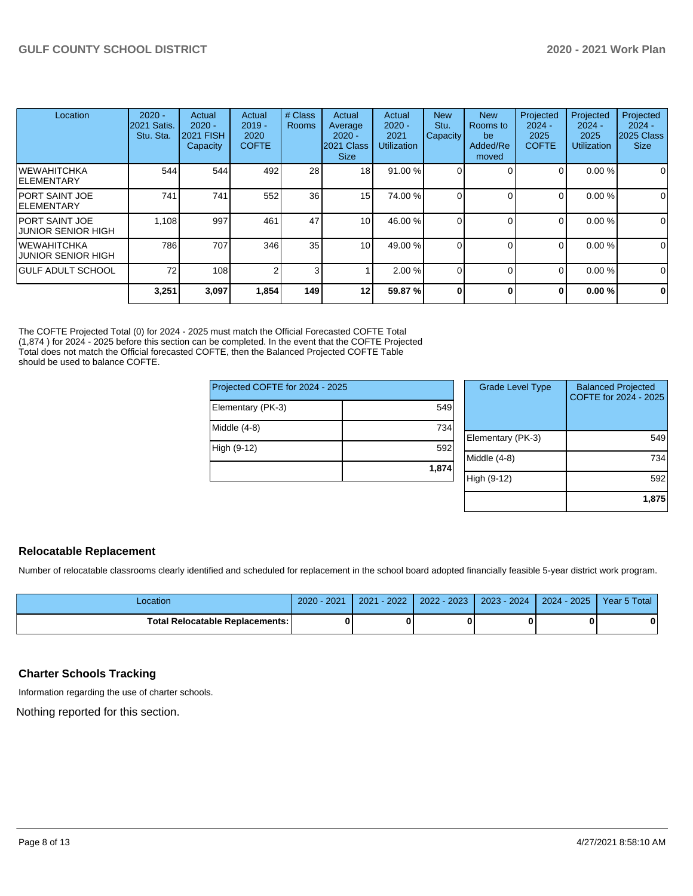| Location | 2020 - 2021 Satis. Stu. Sta. | Actual 2020 - 2021 FISH Capacity | Actual 2019 - 2020 COFTE | # Class Rooms | Actual Average 2020 - 2021 Class Size | Actual 2020 - 2021 Utilization | New Stu. Capacity | New Rooms to be Added/Removed | Projected 2024 - 2025 COFTE | Projected 2024 - 2025 Utilization | Projected 2024 - 2025 Class Size |
|---|---|---|---|---|---|---|---|---|---|---|---|
| WEWAHITCHKA ELEMENTARY | 544 | 544 | 492 | 28 | 18 | 91.00 % | 0 | 0 | 0 | 0.00 % | 0 |
| PORT SAINT JOE ELEMENTARY | 741 | 741 | 552 | 36 | 15 | 74.00 % | 0 | 0 | 0 | 0.00 % | 0 |
| PORT SAINT JOE JUNIOR SENIOR HIGH | 1,108 | 997 | 461 | 47 | 10 | 46.00 % | 0 | 0 | 0 | 0.00 % | 0 |
| WEWAHITCHKA JUNIOR SENIOR HIGH | 786 | 707 | 346 | 35 | 10 | 49.00 % | 0 | 0 | 0 | 0.00 % | 0 |
| GULF ADULT SCHOOL | 72 | 108 | 2 | 3 | 1 | 2.00 % | 0 | 0 | 0 | 0.00 % | 0 |
| | **3,251** | **3,097** | **1,854** | **149** | **12** | **59.87 %** | **0** | **0** | **0** | **0.00 %** | **0** |

The COFTE Projected Total (0) for 2024 - 2025 must match the Official Forecasted COFTE Total (1,874 ) for 2024 - 2025 before this section can be completed. In the event that the COFTE Projected Total does not match the Official forecasted COFTE, then the Balanced Projected COFTE Table should be used to balance COFTE.

| Projected COFTE for 2024 - 2025 | |
|---|---|
| Elementary (PK-3) | 549 |
| Middle (4-8) | 734 |
| High (9-12) | 592 |
| | **1,874** |

| Grade Level Type | Balanced Projected COFTE for 2024 - 2025 |
|---|---|
| Elementary (PK-3) | 549 |
| Middle (4-8) | 734 |
| High (9-12) | 592 |
| | **1,875** |

## Relocatable Replacement

Number of relocatable classrooms clearly identified and scheduled for replacement in the school board adopted financially feasible 5-year district work program.

| Location | 2020 - 2021 | 2021 - 2022 | 2022 - 2023 | 2023 - 2024 | 2024 - 2025 | Year 5 Total |
|---|---|---|---|---|---|---|
| **Total Relocatable Replacements:** | **0** | **0** | **0** | **0** | **0** | **0** |

## Charter Schools Tracking

Information regarding the use of charter schools.

Nothing reported for this section.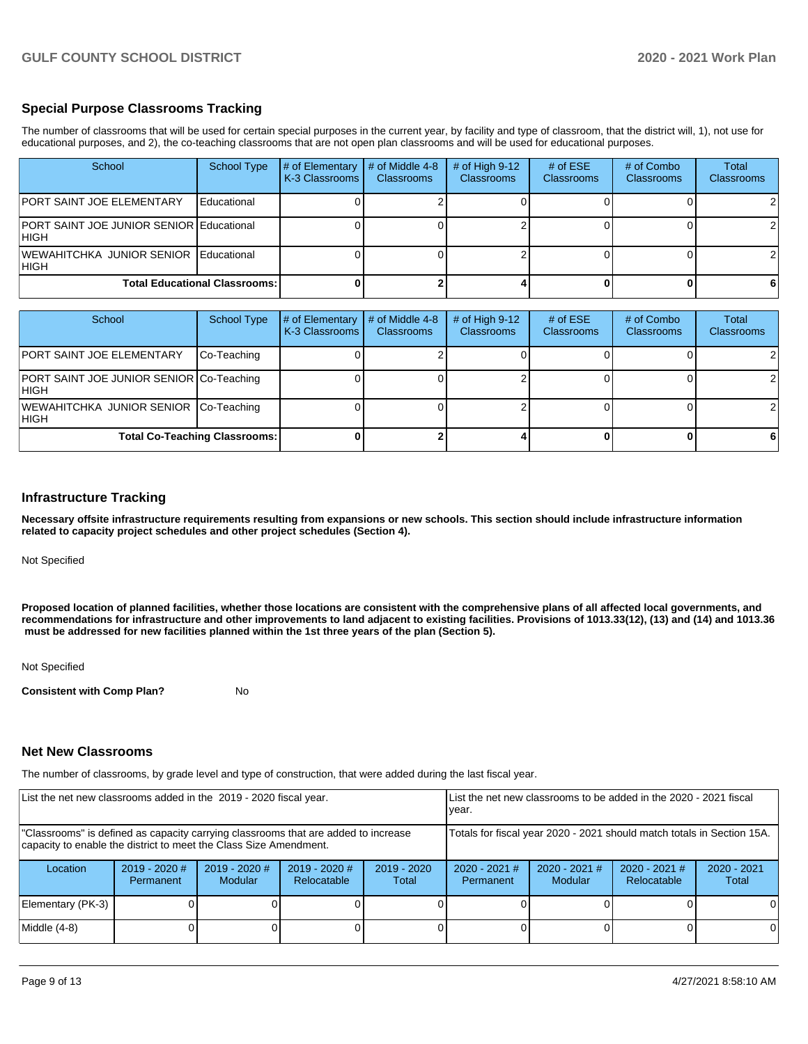## Special Purpose Classrooms Tracking

The number of classrooms that will be used for certain special purposes in the current year, by facility and type of classroom, that the district will, 1), not use for educational purposes, and 2), the co-teaching classrooms that are not open plan classrooms and will be used for educational purposes.

| School | School Type | # of Elementary K-3 Classrooms | # of Middle 4-8 Classrooms | # of High 9-12 Classrooms | # of ESE Classrooms | # of Combo Classrooms | Total Classrooms |
|---|---|---|---|---|---|---|---|
| PORT SAINT JOE ELEMENTARY | Educational | 0 | 2 | 0 | 0 | 0 | 2 |
| PORT SAINT JOE JUNIOR SENIOR HIGH | Educational | 0 | 0 | 2 | 0 | 0 | 2 |
| WEWAHITCHKA JUNIOR SENIOR HIGH | Educational | 0 | 0 | 2 | 0 | 0 | 2 |
| **Total Educational Classrooms:** | | **0** | **2** | **4** | **0** | **0** | **6** |

| School | School Type | # of Elementary K-3 Classrooms | # of Middle 4-8 Classrooms | # of High 9-12 Classrooms | # of ESE Classrooms | # of Combo Classrooms | Total Classrooms |
|---|---|---|---|---|---|---|---|
| PORT SAINT JOE ELEMENTARY | Co-Teaching | 0 | 2 | 0 | 0 | 0 | 2 |
| PORT SAINT JOE JUNIOR SENIOR HIGH | Co-Teaching | 0 | 0 | 2 | 0 | 0 | 2 |
| WEWAHITCHKA JUNIOR SENIOR HIGH | Co-Teaching | 0 | 0 | 2 | 0 | 0 | 2 |
| **Total Co-Teaching Classrooms:** | | **0** | **2** | **4** | **0** | **0** | **6** |

## Infrastructure Tracking

**Necessary offsite infrastructure requirements resulting from expansions or new schools. This section should include infrastructure information related to capacity project schedules and other project schedules (Section 4).**

Not Specified

**Proposed location of planned facilities, whether those locations are consistent with the comprehensive plans of all affected local governments, and recommendations for infrastructure and other improvements to land adjacent to existing facilities. Provisions of 1013.33(12), (13) and (14) and 1013.36 must be addressed for new facilities planned within the 1st three years of the plan (Section 5).**

Not Specified

**Consistent with Comp Plan?** No

## Net New Classrooms

The number of classrooms, by grade level and type of construction, that were added during the last fiscal year.

| List the net new classrooms added in the 2019 - 2020 fiscal year. | | | | | List the net new classrooms to be added in the 2020 - 2021 fiscal year. | | | |
|---|---|---|---|---|---|---|---|---|
| "Classrooms" is defined as capacity carrying classrooms that are added to increase capacity to enable the district to meet the Class Size Amendment. | | | | | Totals for fiscal year 2020 - 2021 should match totals in Section 15A. | | | |
| Location | 2019 - 2020 # Permanent | 2019 - 2020 # Modular | 2019 - 2020 # Relocatable | 2019 - 2020 Total | 2020 - 2021 # Permanent | 2020 - 2021 # Modular | 2020 - 2021 # Relocatable | 2020 - 2021 Total |
| Elementary (PK-3) | 0 | 0 | 0 | 0 | 0 | 0 | 0 | 0 |
| Middle (4-8) | 0 | 0 | 0 | 0 | 0 | 0 | 0 | 0 |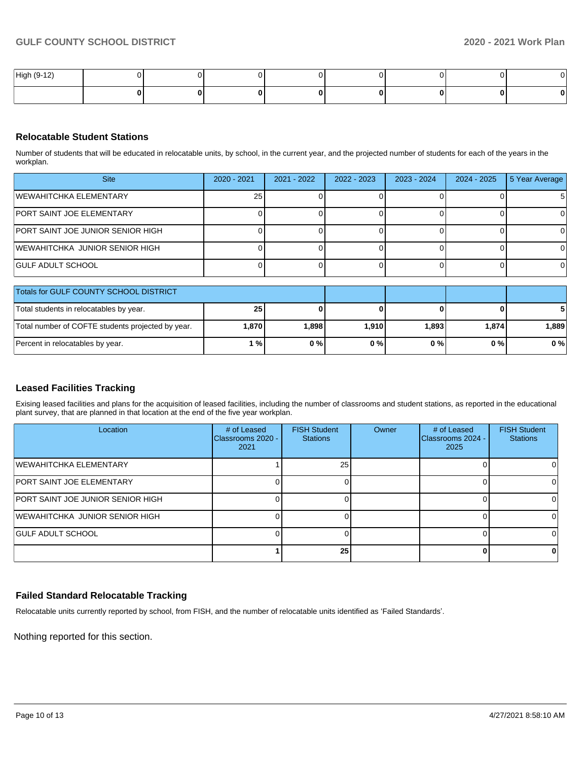| High (9-12) | 0 | 0 | 0 | 0 | 0 | 0 | 0 | 0 |
|---|---|---|---|---|---|---|---|---|
| | **0** | **0** | **0** | **0** | **0** | **0** | **0** | **0** |

### Relocatable Student Stations

Number of students that will be educated in relocatable units, by school, in the current year, and the projected number of students for each of the years in the workplan.

| Site | 2020 - 2021 | 2021 - 2022 | 2022 - 2023 | 2023 - 2024 | 2024 - 2025 | 5 Year Average |
|---|---|---|---|---|---|---|
| WEWAHITCHKA ELEMENTARY | 25 | 0 | 0 | 0 | 0 | 5 |
| PORT SAINT JOE ELEMENTARY | 0 | 0 | 0 | 0 | 0 | 0 |
| PORT SAINT JOE JUNIOR SENIOR HIGH | 0 | 0 | 0 | 0 | 0 | 0 |
| WEWAHITCHKA JUNIOR SENIOR HIGH | 0 | 0 | 0 | 0 | 0 | 0 |
| GULF ADULT SCHOOL | 0 | 0 | 0 | 0 | 0 | 0 |

| Totals for GULF COUNTY SCHOOL DISTRICT | | | | | | |
|---|---|---|---|---|---|---|
| Total students in relocatables by year. | **25** | **0** | **0** | **0** | **0** | **5** |
| Total number of COFTE students projected by year. | **1,870** | **1,898** | **1,910** | **1,893** | **1,874** | **1,889** |
| Percent in relocatables by year. | **1 %** | **0 %** | **0 %** | **0 %** | **0 %** | **0 %** |

### Leased Facilities Tracking

Exising leased facilities and plans for the acquisition of leased facilities, including the number of classrooms and student stations, as reported in the educational plant survey, that are planned in that location at the end of the five year workplan.

| Location | # of Leased Classrooms 2020 - 2021 | FISH Student Stations | Owner | # of Leased Classrooms 2024 - 2025 | FISH Student Stations |
|---|---|---|---|---|---|
| WEWAHITCHKA ELEMENTARY | 1 | 25 | | 0 | 0 |
| PORT SAINT JOE ELEMENTARY | 0 | 0 | | 0 | 0 |
| PORT SAINT JOE JUNIOR SENIOR HIGH | 0 | 0 | | 0 | 0 |
| WEWAHITCHKA JUNIOR SENIOR HIGH | 0 | 0 | | 0 | 0 |
| GULF ADULT SCHOOL | 0 | 0 | | 0 | 0 |
| | **1** | **25** | | **0** | **0** |

### Failed Standard Relocatable Tracking

Relocatable units currently reported by school, from FISH, and the number of relocatable units identified as 'Failed Standards'.

Nothing reported for this section.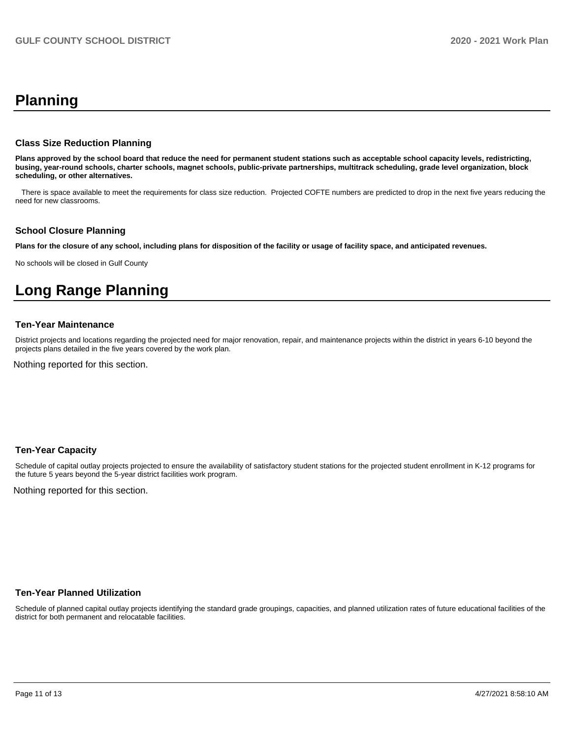# Planning

### Class Size Reduction Planning

**Plans approved by the school board that reduce the need for permanent student stations such as acceptable school capacity levels, redistricting, busing, year-round schools, charter schools, magnet schools, public-private partnerships, multitrack scheduling, grade level organization, block scheduling, or other alternatives.**

There is space available to meet the requirements for class size reduction. Projected COFTE numbers are predicted to drop in the next five years reducing the need for new classrooms.

### School Closure Planning

**Plans for the closure of any school, including plans for disposition of the facility or usage of facility space, and anticipated revenues.**

No schools will be closed in Gulf County

# Long Range Planning

### Ten-Year Maintenance

District projects and locations regarding the projected need for major renovation, repair, and maintenance projects within the district in years 6-10 beyond the projects plans detailed in the five years covered by the work plan.

Nothing reported for this section.

### Ten-Year Capacity

Schedule of capital outlay projects projected to ensure the availability of satisfactory student stations for the projected student enrollment in K-12 programs for the future 5 years beyond the 5-year district facilities work program.

Nothing reported for this section.

### Ten-Year Planned Utilization

Schedule of planned capital outlay projects identifying the standard grade groupings, capacities, and planned utilization rates of future educational facilities of the district for both permanent and relocatable facilities.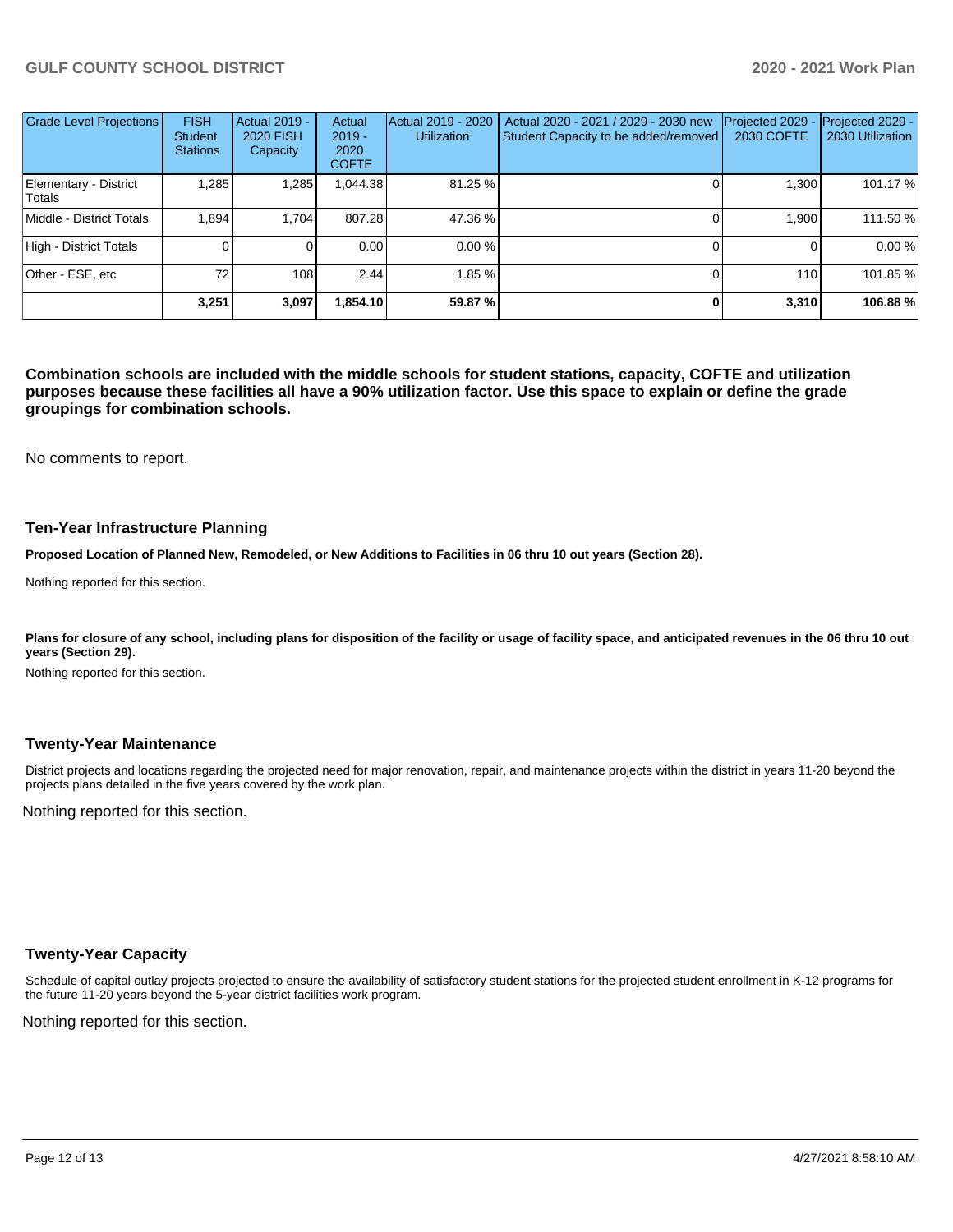| Grade Level Projections | FISH Student Stations | Actual 2019 - 2020 FISH Capacity | Actual 2019 - 2020 COFTE | Actual 2019 - 2020 Utilization | Actual 2020 - 2021 / 2029 - 2030 new Student Capacity to be added/removed | Projected 2029 - 2030 COFTE | Projected 2029 - 2030 Utilization |
|---|---|---|---|---|---|---|---|
| Elementary - District Totals | 1,285 | 1,285 | 1,044.38 | 81.25 % | 0 | 1,300 | 101.17 % |
| Middle - District Totals | 1,894 | 1,704 | 807.28 | 47.36 % | 0 | 1,900 | 111.50 % |
| High - District Totals | 0 | 0 | 0.00 | 0.00 % | 0 | 0 | 0.00 % |
| Other - ESE, etc | 72 | 108 | 2.44 | 1.85 % | 0 | 110 | 101.85 % |
| | **3,251** | **3,097** | **1,854.10** | **59.87 %** | **0** | **3,310** | **106.88 %** |

**Combination schools are included with the middle schools for student stations, capacity, COFTE and utilization purposes because these facilities all have a 90% utilization factor. Use this space to explain or define the grade groupings for combination schools.**

No comments to report.

## Ten-Year Infrastructure Planning

**Proposed Location of Planned New, Remodeled, or New Additions to Facilities in 06 thru 10 out years (Section 28).**

Nothing reported for this section.

**Plans for closure of any school, including plans for disposition of the facility or usage of facility space, and anticipated revenues in the 06 thru 10 out years (Section 29).**

Nothing reported for this section.

## Twenty-Year Maintenance

District projects and locations regarding the projected need for major renovation, repair, and maintenance projects within the district in years 11-20 beyond the projects plans detailed in the five years covered by the work plan.

Nothing reported for this section.

## Twenty-Year Capacity

Schedule of capital outlay projects projected to ensure the availability of satisfactory student stations for the projected student enrollment in K-12 programs for the future 11-20 years beyond the 5-year district facilities work program.

Nothing reported for this section.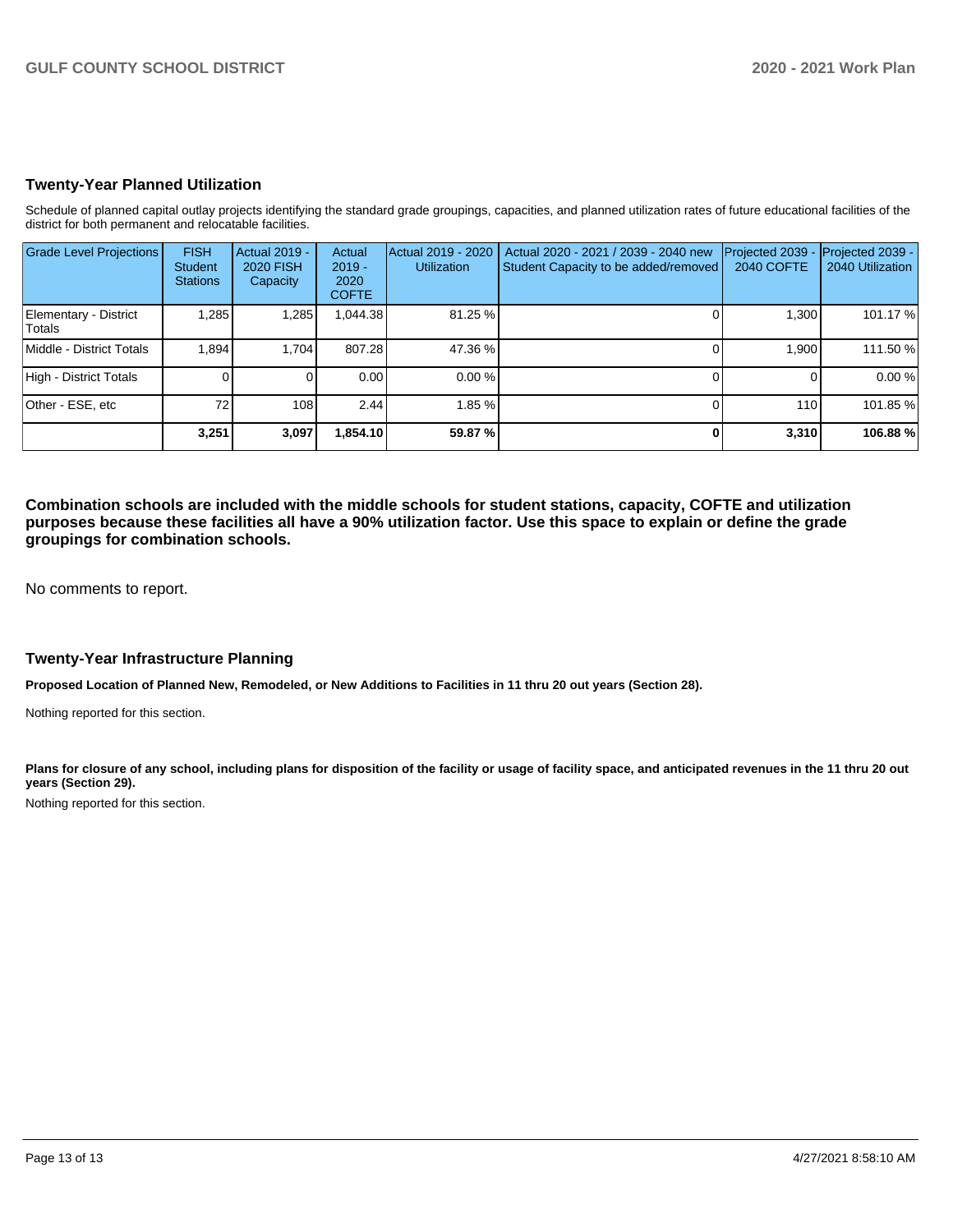## Twenty-Year Planned Utilization

Schedule of planned capital outlay projects identifying the standard grade groupings, capacities, and planned utilization rates of future educational facilities of the district for both permanent and relocatable facilities.

| Grade Level Projections | FISH Student Stations | Actual 2019 - 2020 FISH Capacity | Actual 2019 - 2020 COFTE | Actual 2019 - 2020 Utilization | Actual 2020 - 2021 / 2039 - 2040 new Student Capacity to be added/removed | Projected 2039 - 2040 COFTE | Projected 2039 - 2040 Utilization |
|---|---|---|---|---|---|---|---|
| Elementary - District Totals | 1,285 | 1,285 | 1,044.38 | 81.25 % | 0 | 1,300 | 101.17 % |
| Middle - District Totals | 1,894 | 1,704 | 807.28 | 47.36 % | 0 | 1,900 | 111.50 % |
| High - District Totals | 0 | 0 | 0.00 | 0.00 % | 0 | 0 | 0.00 % |
| Other - ESE, etc | 72 | 108 | 2.44 | 1.85 % | 0 | 110 | 101.85 % |
| | **3,251** | **3,097** | **1,854.10** | **59.87 %** | **0** | **3,310** | **106.88 %** |

**Combination schools are included with the middle schools for student stations, capacity, COFTE and utilization purposes because these facilities all have a 90% utilization factor. Use this space to explain or define the grade groupings for combination schools.**

No comments to report.

## Twenty-Year Infrastructure Planning

**Proposed Location of Planned New, Remodeled, or New Additions to Facilities in 11 thru 20 out years (Section 28).**

Nothing reported for this section.

**Plans for closure of any school, including plans for disposition of the facility or usage of facility space, and anticipated revenues in the 11 thru 20 out years (Section 29).**

Nothing reported for this section.